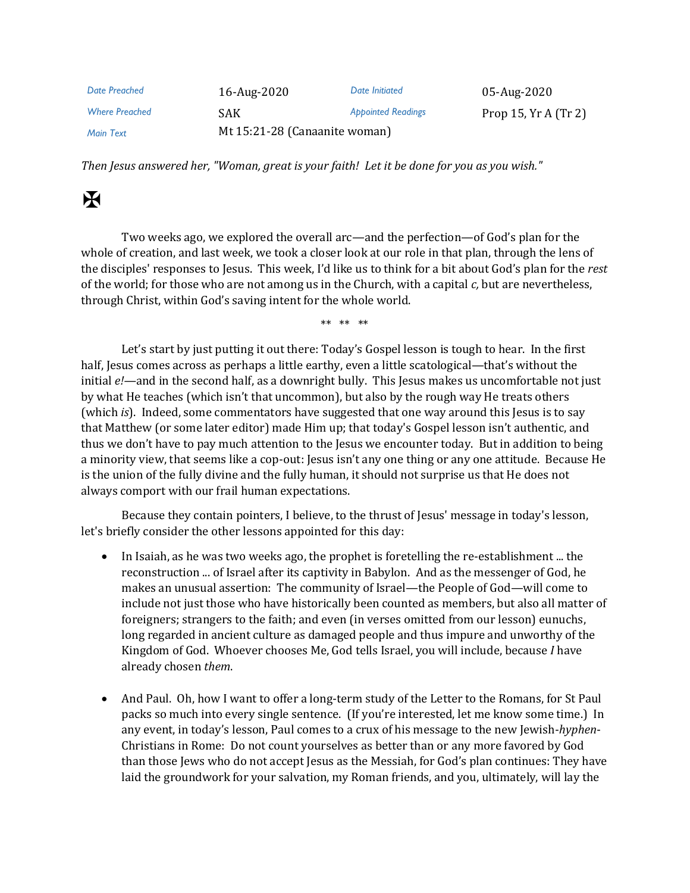| Date Preached | 16-Aug-2020 | Date Initiated | 05-Aug-2020 |
|---|---|---|---|
| Where Preached | SAK | Appointed Readings | Prop 15, Yr A (Tr 2) |
| Main Text | Mt 15:21-28 (Canaanite woman) | | |

*Then Jesus answered her, "Woman, great is your faith! Let it be done for you as you wish."*

✠

Two weeks ago, we explored the overall arc—and the perfection—of God's plan for the whole of creation, and last week, we took a closer look at our role in that plan, through the lens of the disciples' responses to Jesus. This week, I'd like us to think for a bit about God's plan for the *rest* of the world; for those who are not among us in the Church, with a capital *c,* but are nevertheless, through Christ, within God's saving intent for the whole world.

\*\* \*\* \*\*

Let's start by just putting it out there: Today's Gospel lesson is tough to hear. In the first half, Jesus comes across as perhaps a little earthy, even a little scatological—that's without the initial *e!*—and in the second half, as a downright bully. This Jesus makes us uncomfortable not just by what He teaches (which isn't that uncommon), but also by the rough way He treats others (which *is*). Indeed, some commentators have suggested that one way around this Jesus is to say that Matthew (or some later editor) made Him up; that today's Gospel lesson isn't authentic, and thus we don't have to pay much attention to the Jesus we encounter today. But in addition to being a minority view, that seems like a cop-out: Jesus isn't any one thing or any one attitude. Because He is the union of the fully divine and the fully human, it should not surprise us that He does not always comport with our frail human expectations.

Because they contain pointers, I believe, to the thrust of Jesus' message in today's lesson, let's briefly consider the other lessons appointed for this day:

- In Isaiah, as he was two weeks ago, the prophet is foretelling the re-establishment ... the reconstruction ... of Israel after its captivity in Babylon. And as the messenger of God, he makes an unusual assertion: The community of Israel—the People of God—will come to include not just those who have historically been counted as members, but also all matter of foreigners; strangers to the faith; and even (in verses omitted from our lesson) eunuchs, long regarded in ancient culture as damaged people and thus impure and unworthy of the Kingdom of God. Whoever chooses Me, God tells Israel, you will include, because *I* have already chosen *them*.

- And Paul. Oh, how I want to offer a long-term study of the Letter to the Romans, for St Paul packs so much into every single sentence. (If you're interested, let me know some time.) In any event, in today's lesson, Paul comes to a crux of his message to the new Jewish-*hyphen*-Christians in Rome: Do not count yourselves as better than or any more favored by God than those Jews who do not accept Jesus as the Messiah, for God's plan continues: They have laid the groundwork for your salvation, my Roman friends, and you, ultimately, will lay the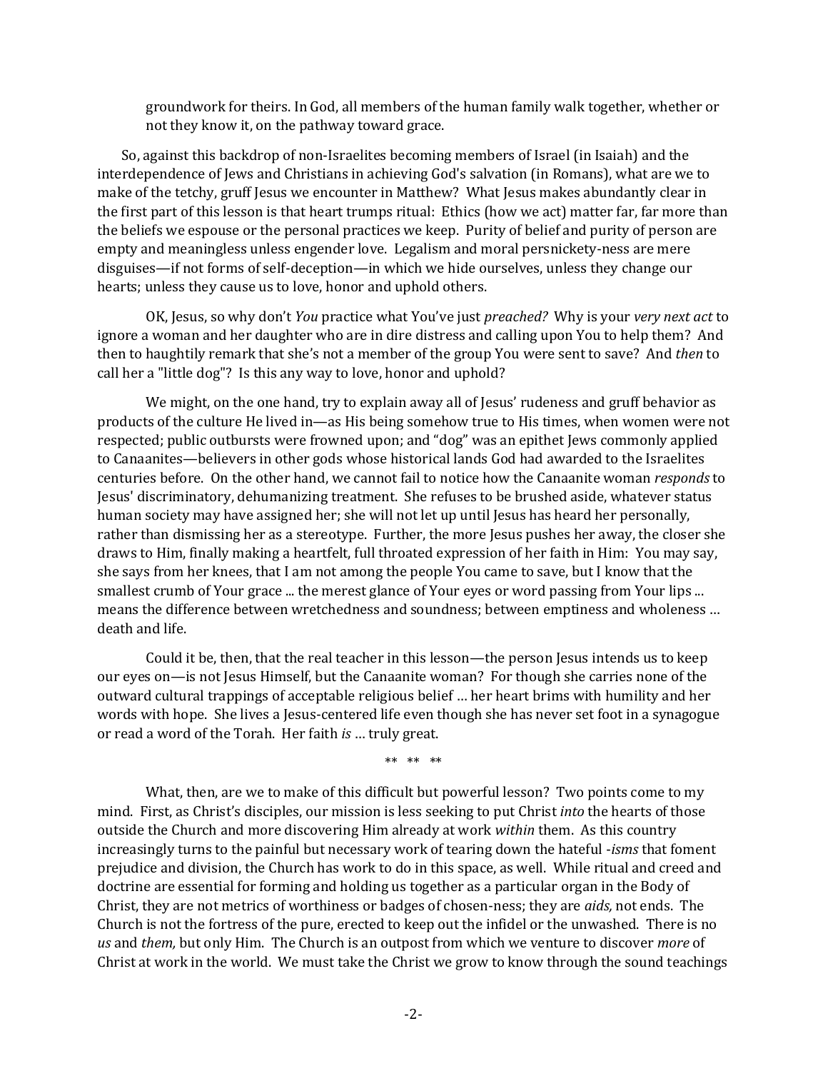groundwork for theirs. In God, all members of the human family walk together, whether or not they know it, on the pathway toward grace.

So, against this backdrop of non-Israelites becoming members of Israel (in Isaiah) and the interdependence of Jews and Christians in achieving God's salvation (in Romans), what are we to make of the tetchy, gruff Jesus we encounter in Matthew? What Jesus makes abundantly clear in the first part of this lesson is that heart trumps ritual: Ethics (how we act) matter far, far more than the beliefs we espouse or the personal practices we keep. Purity of belief and purity of person are empty and meaningless unless engender love. Legalism and moral persnickety-ness are mere disguises—if not forms of self-deception—in which we hide ourselves, unless they change our hearts; unless they cause us to love, honor and uphold others.

OK, Jesus, so why don't *You* practice what You've just *preached?* Why is your *very next act* to ignore a woman and her daughter who are in dire distress and calling upon You to help them? And then to haughtily remark that she's not a member of the group You were sent to save? And *then* to call her a "little dog"? Is this any way to love, honor and uphold?

We might, on the one hand, try to explain away all of Jesus' rudeness and gruff behavior as products of the culture He lived in—as His being somehow true to His times, when women were not respected; public outbursts were frowned upon; and "dog" was an epithet Jews commonly applied to Canaanites—believers in other gods whose historical lands God had awarded to the Israelites centuries before. On the other hand, we cannot fail to notice how the Canaanite woman *responds* to Jesus' discriminatory, dehumanizing treatment. She refuses to be brushed aside, whatever status human society may have assigned her; she will not let up until Jesus has heard her personally, rather than dismissing her as a stereotype. Further, the more Jesus pushes her away, the closer she draws to Him, finally making a heartfelt, full throated expression of her faith in Him: You may say, she says from her knees, that I am not among the people You came to save, but I know that the smallest crumb of Your grace ... the merest glance of Your eyes or word passing from Your lips ... means the difference between wretchedness and soundness; between emptiness and wholeness … death and life.

Could it be, then, that the real teacher in this lesson—the person Jesus intends us to keep our eyes on—is not Jesus Himself, but the Canaanite woman? For though she carries none of the outward cultural trappings of acceptable religious belief … her heart brims with humility and her words with hope. She lives a Jesus-centered life even though she has never set foot in a synagogue or read a word of the Torah. Her faith *is* … truly great.

** ** **

What, then, are we to make of this difficult but powerful lesson? Two points come to my mind. First, as Christ's disciples, our mission is less seeking to put Christ *into* the hearts of those outside the Church and more discovering Him already at work *within* them. As this country increasingly turns to the painful but necessary work of tearing down the hateful *-isms* that foment prejudice and division, the Church has work to do in this space, as well. While ritual and creed and doctrine are essential for forming and holding us together as a particular organ in the Body of Christ, they are not metrics of worthiness or badges of chosen-ness; they are *aids,* not ends. The Church is not the fortress of the pure, erected to keep out the infidel or the unwashed. There is no *us* and *them,* but only Him. The Church is an outpost from which we venture to discover *more* of Christ at work in the world. We must take the Christ we grow to know through the sound teachings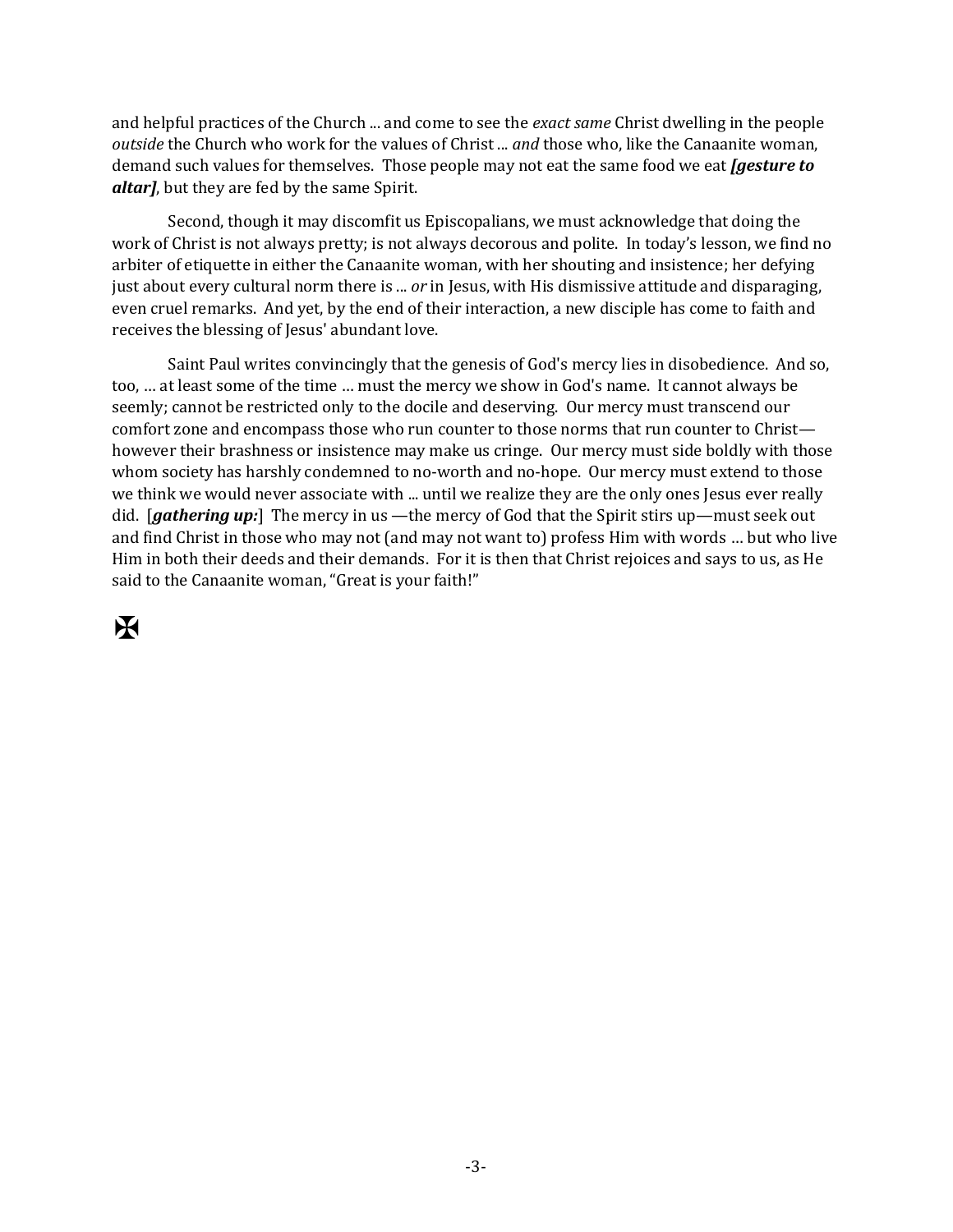and helpful practices of the Church ... and come to see the *exact same* Christ dwelling in the people *outside* the Church who work for the values of Christ ... *and* those who, like the Canaanite woman, demand such values for themselves. Those people may not eat the same food we eat ***[gesture to altar]***, but they are fed by the same Spirit.

Second, though it may discomfit us Episcopalians, we must acknowledge that doing the work of Christ is not always pretty; is not always decorous and polite. In today's lesson, we find no arbiter of etiquette in either the Canaanite woman, with her shouting and insistence; her defying just about every cultural norm there is ... *or* in Jesus, with His dismissive attitude and disparaging, even cruel remarks. And yet, by the end of their interaction, a new disciple has come to faith and receives the blessing of Jesus' abundant love.

Saint Paul writes convincingly that the genesis of God's mercy lies in disobedience. And so, too, … at least some of the time … must the mercy we show in God's name. It cannot always be seemly; cannot be restricted only to the docile and deserving. Our mercy must transcend our comfort zone and encompass those who run counter to those norms that run counter to Christ—however their brashness or insistence may make us cringe. Our mercy must side boldly with those whom society has harshly condemned to no-worth and no-hope. Our mercy must extend to those we think we would never associate with ... until we realize they are the only ones Jesus ever really did. [***gathering up:***] The mercy in us —the mercy of God that the Spirit stirs up—must seek out and find Christ in those who may not (and may not want to) profess Him with words … but who live Him in both their deeds and their demands. For it is then that Christ rejoices and says to us, as He said to the Canaanite woman, "Great is your faith!"

✠